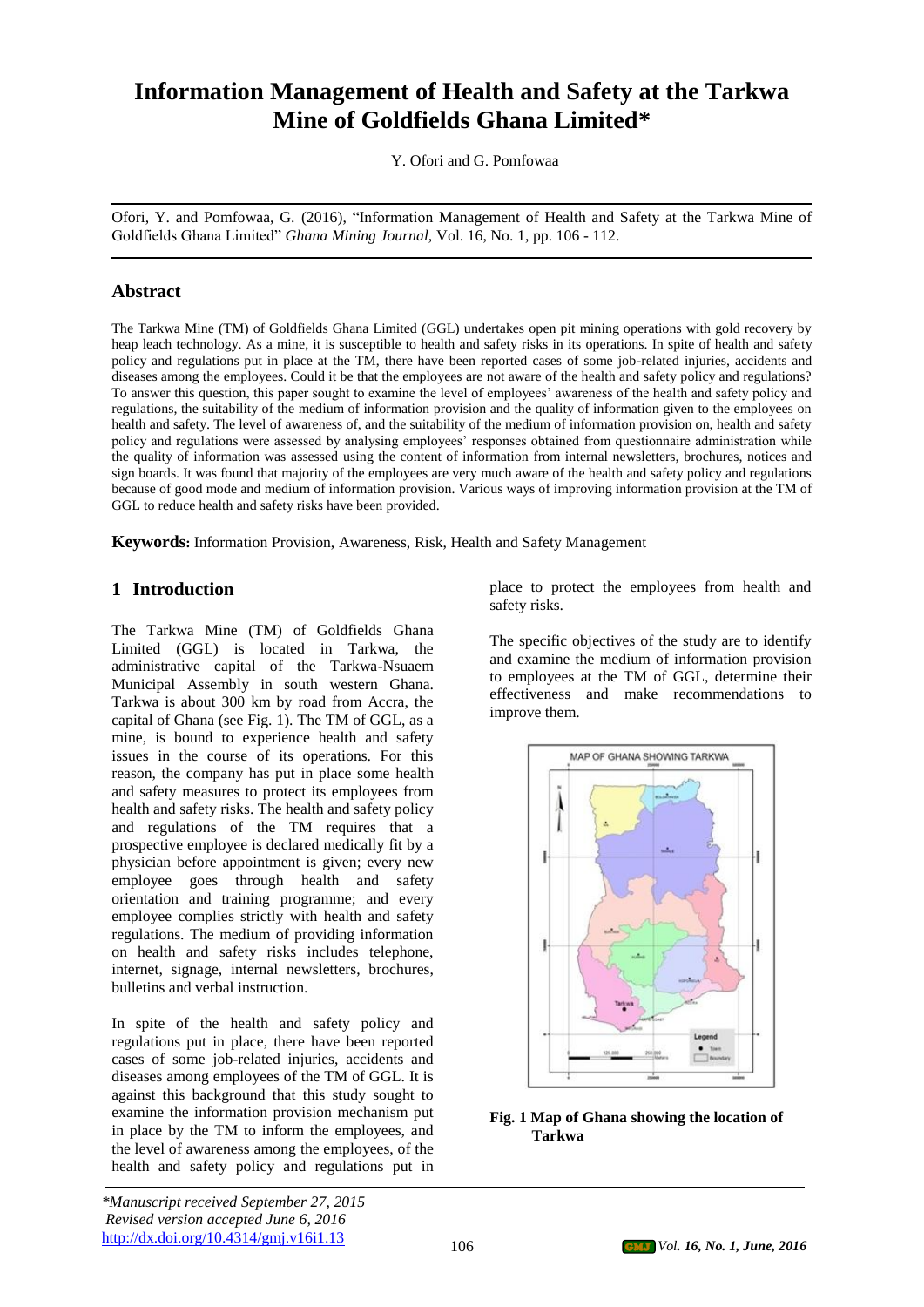# Information Management of Health and Safety at the Tarkwa Mine of Goldfields Ghana Limited*

Y. Ofori and G. Pomfowaa

Ofori, Y. and Pomfowaa, G. (2016), "Information Management of Health and Safety at the Tarkwa Mine of Goldfields Ghana Limited" *Ghana Mining Journal*, Vol. 16, No. 1, pp. 106 - 112.

## Abstract

The Tarkwa Mine (TM) of Goldfields Ghana Limited (GGL) undertakes open pit mining operations with gold recovery by heap leach technology. As a mine, it is susceptible to health and safety risks in its operations. In spite of health and safety policy and regulations put in place at the TM, there have been reported cases of some job-related injuries, accidents and diseases among the employees. Could it be that the employees are not aware of the health and safety policy and regulations? To answer this question, this paper sought to examine the level of employees' awareness of the health and safety policy and regulations, the suitability of the medium of information provision and the quality of information given to the employees on health and safety. The level of awareness of, and the suitability of the medium of information provision on, health and safety policy and regulations were assessed by analysing employees' responses obtained from questionnaire administration while the quality of information was assessed using the content of information from internal newsletters, brochures, notices and sign boards. It was found that majority of the employees are very much aware of the health and safety policy and regulations because of good mode and medium of information provision. Various ways of improving information provision at the TM of GGL to reduce health and safety risks have been provided.

**Keywords:** Information Provision, Awareness, Risk, Health and Safety Management

## 1 Introduction

The Tarkwa Mine (TM) of Goldfields Ghana Limited (GGL) is located in Tarkwa, the administrative capital of the Tarkwa-Nsuaem Municipal Assembly in south western Ghana. Tarkwa is about 300 km by road from Accra, the capital of Ghana (see Fig. 1). The TM of GGL, as a mine, is bound to experience health and safety issues in the course of its operations. For this reason, the company has put in place some health and safety measures to protect its employees from health and safety risks. The health and safety policy and regulations of the TM requires that a prospective employee is declared medically fit by a physician before appointment is given; every new employee goes through health and safety orientation and training programme; and every employee complies strictly with health and safety regulations. The medium of providing information on health and safety risks includes telephone, internet, signage, internal newsletters, brochures, bulletins and verbal instruction.

In spite of the health and safety policy and regulations put in place, there have been reported cases of some job-related injuries, accidents and diseases among employees of the TM of GGL. It is against this background that this study sought to examine the information provision mechanism put in place by the TM to inform the employees, and the level of awareness among the employees, of the health and safety policy and regulations put in place to protect the employees from health and safety risks.

The specific objectives of the study are to identify and examine the medium of information provision to employees at the TM of GGL, determine their effectiveness and make recommendations to improve them.

**Fig. 1 Map of Ghana showing the location of Tarkwa**

*Manuscript received September 27, 2015
Revised version accepted June 6, 2016
http://dx.doi.org/10.4314/gmj.v16i1.13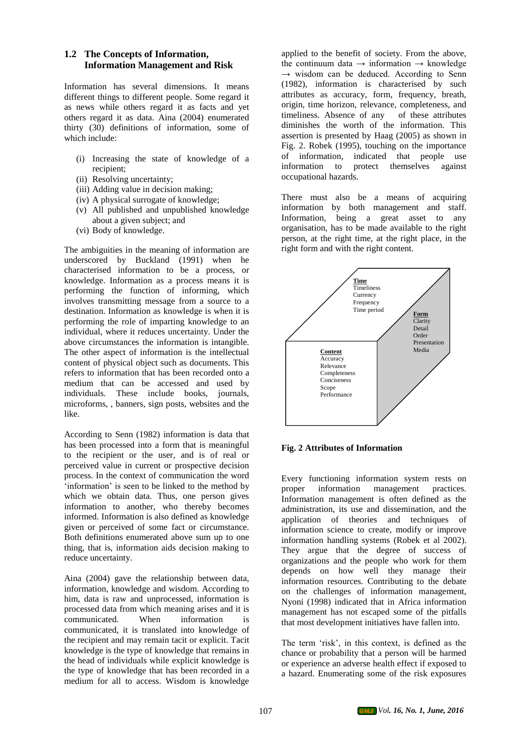### 1.2 The Concepts of Information, Information Management and Risk

Information has several dimensions. It means different things to different people. Some regard it as news while others regard it as facts and yet others regard it as data. Aina (2004) enumerated thirty (30) definitions of information, some of which include:

- (i) Increasing the state of knowledge of a recipient;
- (ii) Resolving uncertainty;
- (iii) Adding value in decision making;
- (iv) A physical surrogate of knowledge;
- (v) All published and unpublished knowledge about a given subject; and
- (vi) Body of knowledge.

The ambiguities in the meaning of information are underscored by Buckland (1991) when he characterised information to be a process, or knowledge. Information as a process means it is performing the function of informing, which involves transmitting message from a source to a destination. Information as knowledge is when it is performing the role of imparting knowledge to an individual, where it reduces uncertainty. Under the above circumstances the information is intangible. The other aspect of information is the intellectual content of physical object such as documents. This refers to information that has been recorded onto a medium that can be accessed and used by individuals. These include books, journals, microforms, , banners, sign posts, websites and the like.

According to Senn (1982) information is data that has been processed into a form that is meaningful to the recipient or the user, and is of real or perceived value in current or prospective decision process. In the context of communication the word 'information' is seen to be linked to the method by which we obtain data. Thus, one person gives information to another, who thereby becomes informed. Information is also defined as knowledge given or perceived of some fact or circumstance. Both definitions enumerated above sum up to one thing, that is, information aids decision making to reduce uncertainty.

Aina (2004) gave the relationship between data, information, knowledge and wisdom. According to him, data is raw and unprocessed, information is processed data from which meaning arises and it is communicated. When information is communicated, it is translated into knowledge of the recipient and may remain tacit or explicit. Tacit knowledge is the type of knowledge that remains in the head of individuals while explicit knowledge is the type of knowledge that has been recorded in a medium for all to access. Wisdom is knowledge applied to the benefit of society. From the above, the continuum data → information → knowledge → wisdom can be deduced. According to Senn (1982), information is characterised by such attributes as accuracy, form, frequency, breath, origin, time horizon, relevance, completeness, and timeliness. Absence of any of these attributes diminishes the worth of the information. This assertion is presented by Haag (2005) as shown in Fig. 2. Robek (1995), touching on the importance of information, indicated that people use information to protect themselves against occupational hazards.

There must also be a means of acquiring information by both management and staff. Information, being a great asset to any organisation, has to be made available to the right person, at the right time, at the right place, in the right form and with the right content.

**Time**
Timeliness
Currency
Frequency
Time period

**Form**
Clarity
Detail
Order
Presentation
Media

**Content**
Accuracy
Relevance
Completeness
Conciseness
Scope
Performance

**Fig. 2 Attributes of Information**

Every functioning information system rests on proper information management practices. Information management is often defined as the administration, its use and dissemination, and the application of theories and techniques of information science to create, modify or improve information handling systems (Robek et al 2002). They argue that the degree of success of organizations and the people who work for them depends on how well they manage their information resources. Contributing to the debate on the challenges of information management, Nyoni (1998) indicated that in Africa information management has not escaped some of the pitfalls that most development initiatives have fallen into.

The term 'risk', in this context, is defined as the chance or probability that a person will be harmed or experience an adverse health effect if exposed to a hazard. Enumerating some of the risk exposures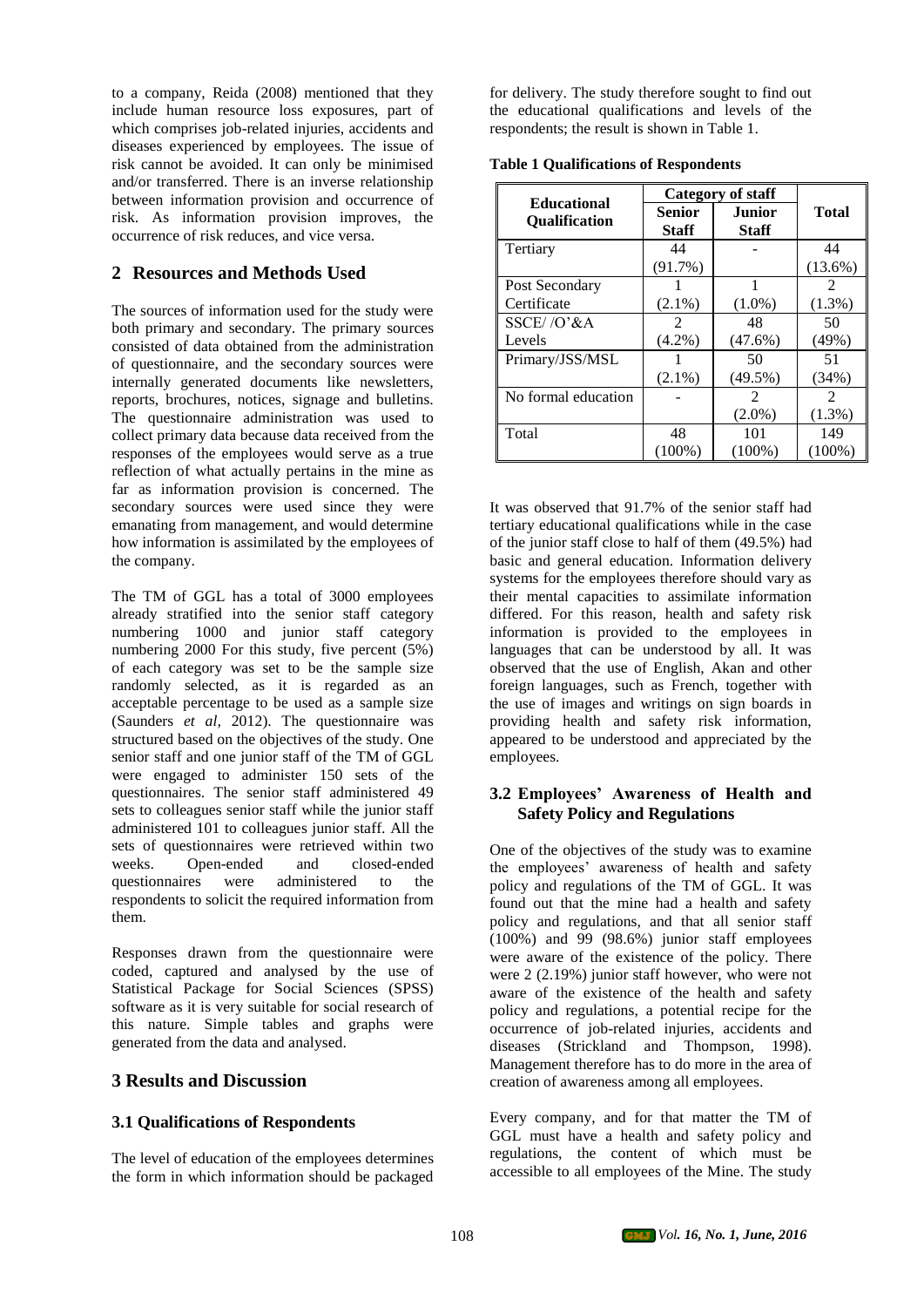to a company, Reida (2008) mentioned that they include human resource loss exposures, part of which comprises job-related injuries, accidents and diseases experienced by employees. The issue of risk cannot be avoided. It can only be minimised and/or transferred. There is an inverse relationship between information provision and occurrence of risk. As information provision improves, the occurrence of risk reduces, and vice versa.

## 2 Resources and Methods Used

The sources of information used for the study were both primary and secondary. The primary sources consisted of data obtained from the administration of questionnaire, and the secondary sources were internally generated documents like newsletters, reports, brochures, notices, signage and bulletins. The questionnaire administration was used to collect primary data because data received from the responses of the employees would serve as a true reflection of what actually pertains in the mine as far as information provision is concerned. The secondary sources were used since they were emanating from management, and would determine how information is assimilated by the employees of the company.

The TM of GGL has a total of 3000 employees already stratified into the senior staff category numbering 1000 and junior staff category numbering 2000 For this study, five percent (5%) of each category was set to be the sample size randomly selected, as it is regarded as an acceptable percentage to be used as a sample size (Saunders *et al,* 2012). The questionnaire was structured based on the objectives of the study. One senior staff and one junior staff of the TM of GGL were engaged to administer 150 sets of the questionnaires. The senior staff administered 49 sets to colleagues senior staff while the junior staff administered 101 to colleagues junior staff. All the sets of questionnaires were retrieved within two weeks. Open-ended and closed-ended questionnaires were administered to the respondents to solicit the required information from them.

Responses drawn from the questionnaire were coded, captured and analysed by the use of Statistical Package for Social Sciences (SPSS) software as it is very suitable for social research of this nature. Simple tables and graphs were generated from the data and analysed.

## 3 Results and Discussion

### 3.1 Qualifications of Respondents

The level of education of the employees determines the form in which information should be packaged for delivery. The study therefore sought to find out the educational qualifications and levels of the respondents; the result is shown in Table 1.

**Table 1 Qualifications of Respondents**

| Educational Qualification | Category of staff | | Total |
|---|---|---|---|
| | Senior Staff | Junior Staff | |
| Tertiary | 44 (91.7%) | - | 44 (13.6%) |
| Post Secondary Certificate | 1 (2.1%) | 1 (1.0%) | 2 (1.3%) |
| SSCE/ /O'&A Levels | 2 (4.2%) | 48 (47.6%) | 50 (49%) |
| Primary/JSS/MSL | 1 (2.1%) | 50 (49.5%) | 51 (34%) |
| No formal education | - | 2 (2.0%) | 2 (1.3%) |
| Total | 48 (100%) | 101 (100%) | 149 (100%) |

It was observed that 91.7% of the senior staff had tertiary educational qualifications while in the case of the junior staff close to half of them (49.5%) had basic and general education. Information delivery systems for the employees therefore should vary as their mental capacities to assimilate information differed. For this reason, health and safety risk information is provided to the employees in languages that can be understood by all. It was observed that the use of English, Akan and other foreign languages, such as French, together with the use of images and writings on sign boards in providing health and safety risk information, appeared to be understood and appreciated by the employees.

### 3.2 Employees' Awareness of Health and Safety Policy and Regulations

One of the objectives of the study was to examine the employees' awareness of health and safety policy and regulations of the TM of GGL. It was found out that the mine had a health and safety policy and regulations, and that all senior staff (100%) and 99 (98.6%) junior staff employees were aware of the existence of the policy. There were 2 (2.19%) junior staff however, who were not aware of the existence of the health and safety policy and regulations, a potential recipe for the occurrence of job-related injuries, accidents and diseases (Strickland and Thompson, 1998). Management therefore has to do more in the area of creation of awareness among all employees.

Every company, and for that matter the TM of GGL must have a health and safety policy and regulations, the content of which must be accessible to all employees of the Mine. The study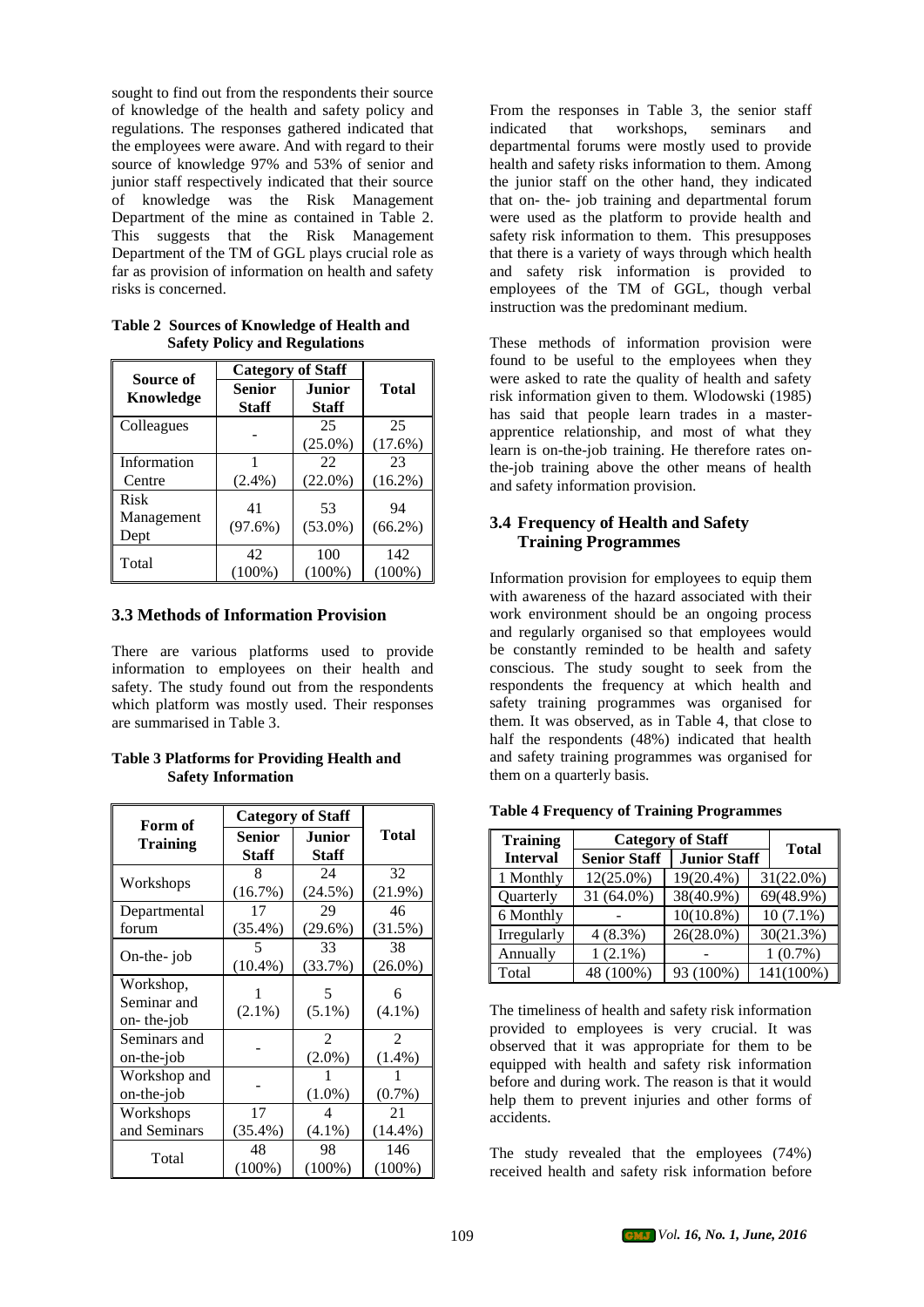sought to find out from the respondents their source of knowledge of the health and safety policy and regulations. The responses gathered indicated that the employees were aware. And with regard to their source of knowledge 97% and 53% of senior and junior staff respectively indicated that their source of knowledge was the Risk Management Department of the mine as contained in Table 2. This suggests that the Risk Management Department of the TM of GGL plays crucial role as far as provision of information on health and safety risks is concerned.

**Table 2 Sources of Knowledge of Health and Safety Policy and Regulations**

| Source of Knowledge | Category of Staff | | Total |
|---|---|---|---|
| | Senior Staff | Junior Staff | |
| Colleagues | - | 25 (25.0%) | 25 (17.6%) |
| Information Centre | 1 (2.4%) | 22 (22.0%) | 23 (16.2%) |
| Risk Management Dept | 41 (97.6%) | 53 (53.0%) | 94 (66.2%) |
| Total | 42 (100%) | 100 (100%) | 142 (100%) |

## 3.3 Methods of Information Provision

There are various platforms used to provide information to employees on their health and safety. The study found out from the respondents which platform was mostly used. Their responses are summarised in Table 3.

**Table 3 Platforms for Providing Health and Safety Information**

| Form of Training | Category of Staff | | Total |
|---|---|---|---|
| | Senior Staff | Junior Staff | |
| Workshops | 8 (16.7%) | 24 (24.5%) | 32 (21.9%) |
| Departmental forum | 17 (35.4%) | 29 (29.6%) | 46 (31.5%) |
| On-the- job | 5 (10.4%) | 33 (33.7%) | 38 (26.0%) |
| Workshop, Seminar and on- the-job | 1 (2.1%) | 5 (5.1%) | 6 (4.1%) |
| Seminars and on-the-job | - | 2 (2.0%) | 2 (1.4%) |
| Workshop and on-the-job | - | 1 (1.0%) | 1 (0.7%) |
| Workshops and Seminars | 17 (35.4%) | 4 (4.1%) | 21 (14.4%) |
| Total | 48 (100%) | 98 (100%) | 146 (100%) |

From the responses in Table 3, the senior staff indicated that workshops, seminars and departmental forums were mostly used to provide health and safety risks information to them. Among the junior staff on the other hand, they indicated that on- the- job training and departmental forum were used as the platform to provide health and safety risk information to them. This presupposes that there is a variety of ways through which health and safety risk information is provided to employees of the TM of GGL, though verbal instruction was the predominant medium.

These methods of information provision were found to be useful to the employees when they were asked to rate the quality of health and safety risk information given to them. Wlodowski (1985) has said that people learn trades in a master-apprentice relationship, and most of what they learn is on-the-job training. He therefore rates on-the-job training above the other means of health and safety information provision.

## 3.4 Frequency of Health and Safety Training Programmes

Information provision for employees to equip them with awareness of the hazard associated with their work environment should be an ongoing process and regularly organised so that employees would be constantly reminded to be health and safety conscious. The study sought to seek from the respondents the frequency at which health and safety training programmes was organised for them. It was observed, as in Table 4, that close to half the respondents (48%) indicated that health and safety training programmes was organised for them on a quarterly basis.

**Table 4 Frequency of Training Programmes**

| Training Interval | Category of Staff | | Total |
|---|---|---|---|
| | Senior Staff | Junior Staff | |
| 1 Monthly | 12(25.0%) | 19(20.4%) | 31(22.0%) |
| Quarterly | 31 (64.0%) | 38(40.9%) | 69(48.9%) |
| 6 Monthly | - | 10(10.8%) | 10 (7.1%) |
| Irregularly | 4 (8.3%) | 26(28.0%) | 30(21.3%) |
| Annually | 1 (2.1%) | - | 1 (0.7%) |
| Total | 48 (100%) | 93 (100%) | 141(100%) |

The timeliness of health and safety risk information provided to employees is very crucial. It was observed that it was appropriate for them to be equipped with health and safety risk information before and during work. The reason is that it would help them to prevent injuries and other forms of accidents.

The study revealed that the employees (74%) received health and safety risk information before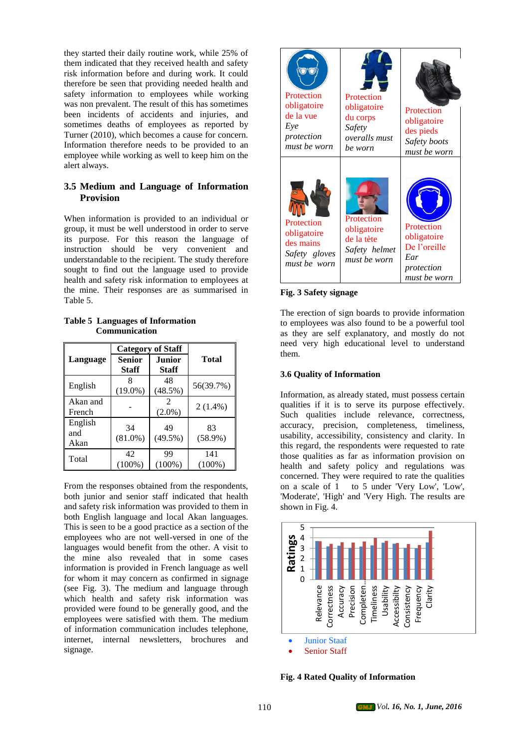they started their daily routine work, while 25% of them indicated that they received health and safety risk information before and during work. It could therefore be seen that providing needed health and safety information to employees while working was non prevalent. The result of this has sometimes been incidents of accidents and injuries, and sometimes deaths of employees as reported by Turner (2010), which becomes a cause for concern. Information therefore needs to be provided to an employee while working as well to keep him on the alert always.

### 3.5 Medium and Language of Information Provision

When information is provided to an individual or group, it must be well understood in order to serve its purpose. For this reason the language of instruction should be very convenient and understandable to the recipient. The study therefore sought to find out the language used to provide health and safety risk information to employees at the mine. Their responses are as summarised in Table 5.

**Table 5 Languages of Information Communication**

| Language | Category of Staff | | Total |
|---|---|---|---|
| | Senior Staff | Junior Staff | |
| English | 8 (19.0%) | 48 (48.5%) | 56(39.7%) |
| Akan and French | - | 2 (2.0%) | 2 (1.4%) |
| English and Akan | 34 (81.0%) | 49 (49.5%) | 83 (58.9%) |
| Total | 42 (100%) | 99 (100%) | 141 (100%) |

From the responses obtained from the respondents, both junior and senior staff indicated that health and safety risk information was provided to them in both English language and local Akan languages. This is seen to be a good practice as a section of the employees who are not well-versed in one of the languages would benefit from the other. A visit to the mine also revealed that in some cases information is provided in French language as well for whom it may concern as confirmed in signage (see Fig. 3). The medium and language through which health and safety risk information was provided were found to be generally good, and the employees were satisfied with them. The medium of information communication includes telephone, internet, internal newsletters, brochures and signage.

| Protection obligatoire de la vue *Eye protection must be worn* | Protection obligatoire du corps *Safety overalls must be worn* | Protection obligatoire des pieds *Safety boots must be worn* |
|---|---|---|
| Protection obligatoire des mains *Safety gloves must be worn* | Protection obligatoire de la tête *Safety helmet must be worn* | Protection obligatoire De l'oreille *Ear protection must be worn* |

**Fig. 3 Safety signage**

The erection of sign boards to provide information to employees was also found to be a powerful tool as they are self explanatory, and mostly do not need very high educational level to understand them.

### 3.6 Quality of Information

Information, as already stated, must possess certain qualities if it is to serve its purpose effectively. Such qualities include relevance, correctness, accuracy, precision, completeness, timeliness, usability, accessibility, consistency and clarity. In this regard, the respondents were requested to rate those qualities as far as information provision on health and safety policy and regulations was concerned. They were required to rate the qualities on a scale of 1 to 5 under 'Very Low', 'Low', 'Moderate', 'High' and 'Very High. The results are shown in Fig. 4.

**Fig. 4 Rated Quality of Information**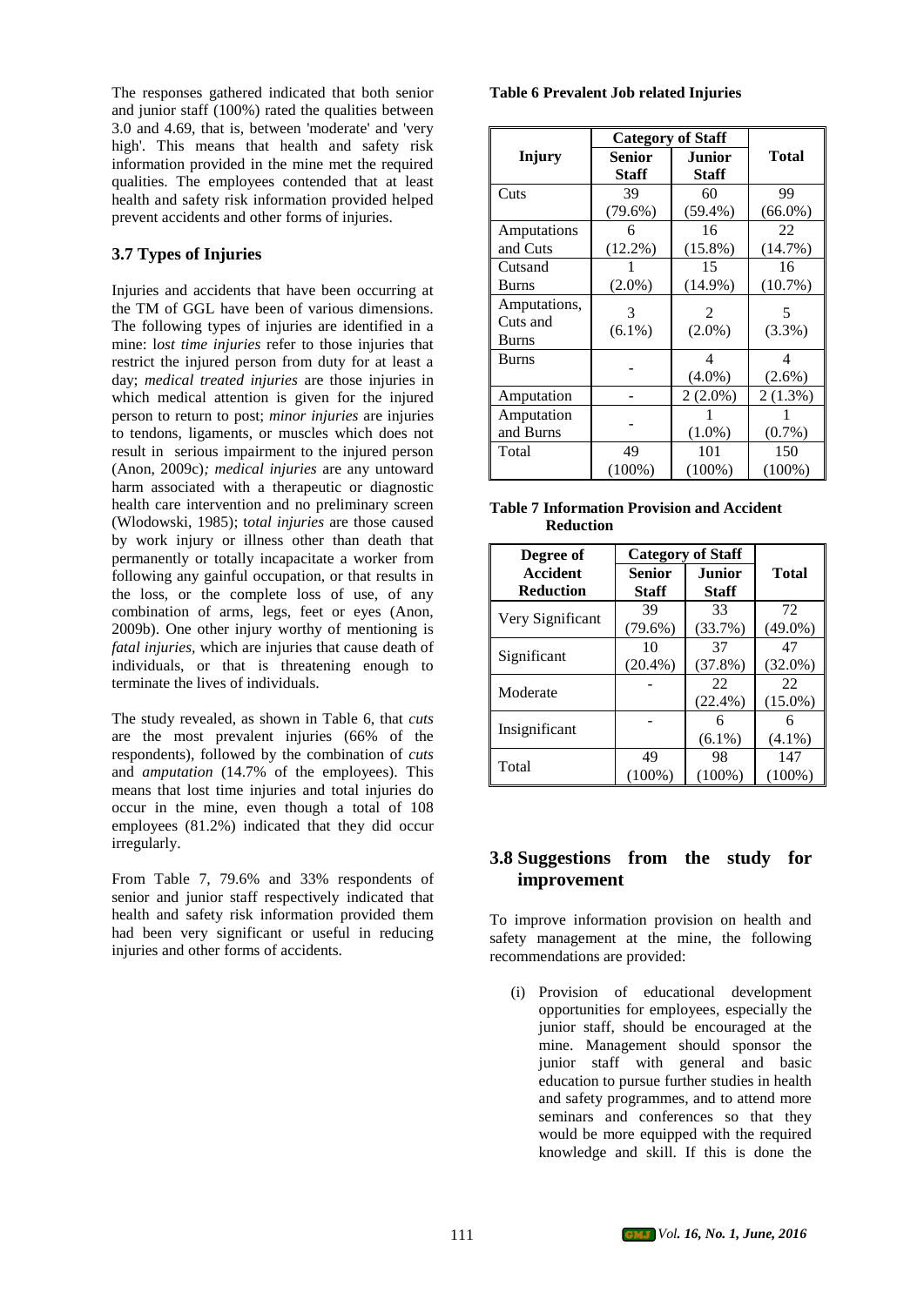The responses gathered indicated that both senior and junior staff (100%) rated the qualities between 3.0 and 4.69, that is, between 'moderate' and 'very high'. This means that health and safety risk information provided in the mine met the required qualities. The employees contended that at least health and safety risk information provided helped prevent accidents and other forms of injuries.

## 3.7 Types of Injuries

Injuries and accidents that have been occurring at the TM of GGL have been of various dimensions. The following types of injuries are identified in a mine: l*ost time injuries* refer to those injuries that restrict the injured person from duty for at least a day; *medical treated injuries* are those injuries in which medical attention is given for the injured person to return to post; *minor injuries* are injuries to tendons, ligaments, or muscles which does not result in serious impairment to the injured person (Anon, 2009c)*; medical injuries* are any untoward harm associated with a therapeutic or diagnostic health care intervention and no preliminary screen (Wlodowski, 1985); t*otal injuries* are those caused by work injury or illness other than death that permanently or totally incapacitate a worker from following any gainful occupation, or that results in the loss, or the complete loss of use, of any combination of arms, legs, feet or eyes (Anon, 2009b). One other injury worthy of mentioning is *fatal injuries,* which are injuries that cause death of individuals, or that is threatening enough to terminate the lives of individuals.

The study revealed, as shown in Table 6, that *cuts* are the most prevalent injuries (66% of the respondents), followed by the combination of *cuts* and *amputation* (14.7% of the employees). This means that lost time injuries and total injuries do occur in the mine, even though a total of 108 employees (81.2%) indicated that they did occur irregularly.

From Table 7, 79.6% and 33% respondents of senior and junior staff respectively indicated that health and safety risk information provided them had been very significant or useful in reducing injuries and other forms of accidents.

**Table 6 Prevalent Job related Injuries**

| Injury | Category of Staff | | Total |
|---|---|---|---|
| | Senior Staff | Junior Staff | |
| Cuts | 39 (79.6%) | 60 (59.4%) | 99 (66.0%) |
| Amputations and Cuts | 6 (12.2%) | 16 (15.8%) | 22 (14.7%) |
| Cutsand Burns | 1 (2.0%) | 15 (14.9%) | 16 (10.7%) |
| Amputations, Cuts and Burns | 3 (6.1%) | 2 (2.0%) | 5 (3.3%) |
| Burns | - | 4 (4.0%) | 4 (2.6%) |
| Amputation | - | 2 (2.0%) | 2 (1.3%) |
| Amputation and Burns | - | 1 (1.0%) | 1 (0.7%) |
| Total | 49 (100%) | 101 (100%) | 150 (100%) |

**Table 7 Information Provision and Accident Reduction**

| Degree of Accident Reduction | Category of Staff | | Total |
|---|---|---|---|
| | Senior Staff | Junior Staff | |
| Very Significant | 39 (79.6%) | 33 (33.7%) | 72 (49.0%) |
| Significant | 10 (20.4%) | 37 (37.8%) | 47 (32.0%) |
| Moderate | - | 22 (22.4%) | 22 (15.0%) |
| Insignificant | - | 6 (6.1%) | 6 (4.1%) |
| Total | 49 (100%) | 98 (100%) | 147 (100%) |

## 3.8 Suggestions from the study for improvement

To improve information provision on health and safety management at the mine, the following recommendations are provided:

(i) Provision of educational development opportunities for employees, especially the junior staff, should be encouraged at the mine. Management should sponsor the junior staff with general and basic education to pursue further studies in health and safety programmes, and to attend more seminars and conferences so that they would be more equipped with the required knowledge and skill. If this is done the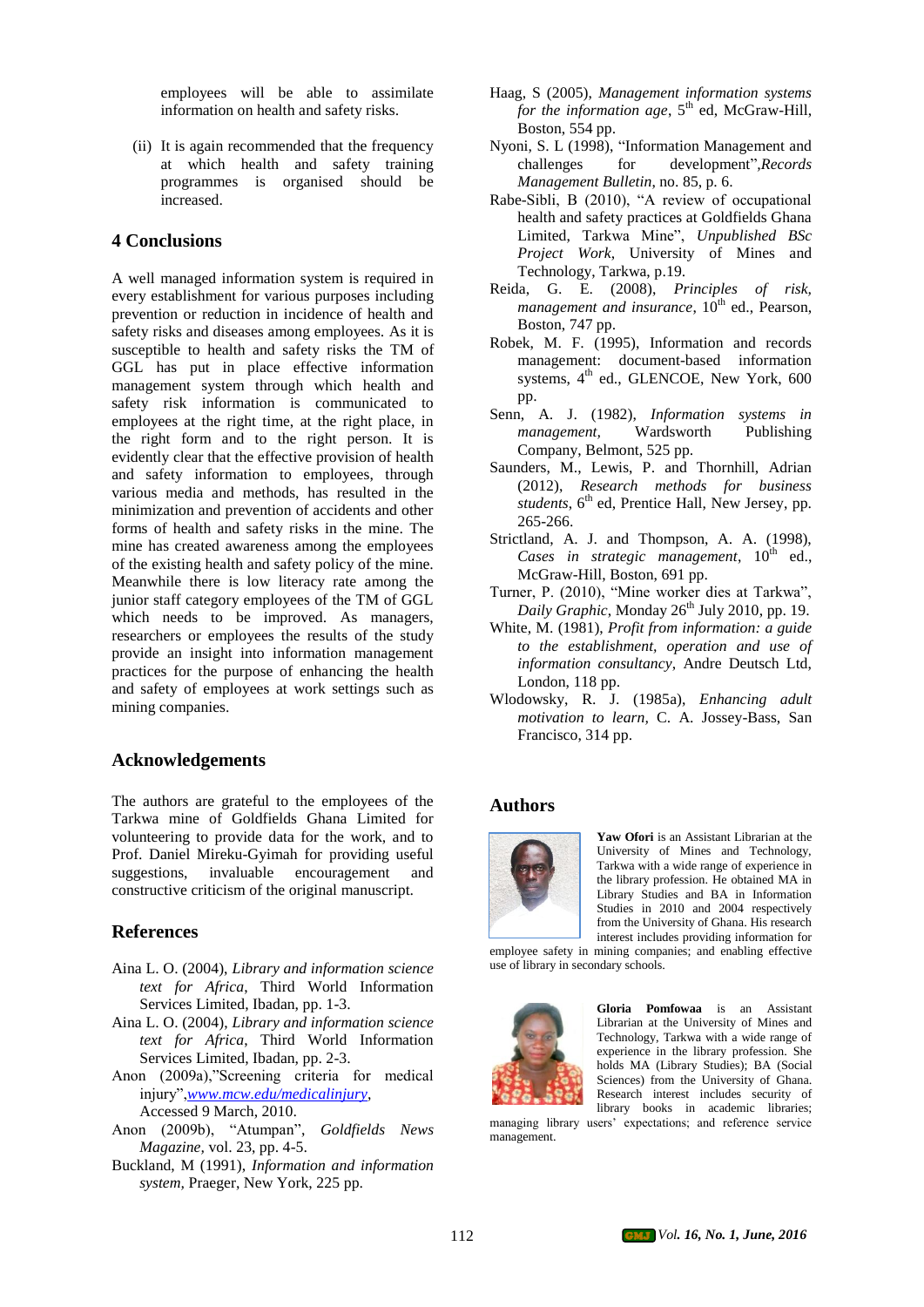employees will be able to assimilate information on health and safety risks.

(ii) It is again recommended that the frequency at which health and safety training programmes is organised should be increased.

## 4 Conclusions

A well managed information system is required in every establishment for various purposes including prevention or reduction in incidence of health and safety risks and diseases among employees. As it is susceptible to health and safety risks the TM of GGL has put in place effective information management system through which health and safety risk information is communicated to employees at the right time, at the right place, in the right form and to the right person. It is evidently clear that the effective provision of health and safety information to employees, through various media and methods, has resulted in the minimization and prevention of accidents and other forms of health and safety risks in the mine. The mine has created awareness among the employees of the existing health and safety policy of the mine. Meanwhile there is low literacy rate among the junior staff category employees of the TM of GGL which needs to be improved. As managers, researchers or employees the results of the study provide an insight into information management practices for the purpose of enhancing the health and safety of employees at work settings such as mining companies.

## Acknowledgements

The authors are grateful to the employees of the Tarkwa mine of Goldfields Ghana Limited for volunteering to provide data for the work, and to Prof. Daniel Mireku-Gyimah for providing useful suggestions, invaluable encouragement and constructive criticism of the original manuscript.

## References

Aina L. O. (2004), *Library and information science text for Africa*, Third World Information Services Limited, Ibadan, pp. 1-3.

Aina L. O. (2004), *Library and information science text for Africa*, Third World Information Services Limited, Ibadan, pp. 2-3.

Anon (2009a),"Screening criteria for medical injury",*www.mcw.edu/medicalinjury*, Accessed 9 March, 2010.

Anon (2009b), "Atumpan", *Goldfields News Magazine*, vol. 23, pp. 4-5.

Buckland, M (1991), *Information and information system*, Praeger, New York, 225 pp.

Haag, S (2005), *Management information systems for the information age*, 5th ed, McGraw-Hill, Boston, 554 pp.

Nyoni, S. L (1998), "Information Management and challenges for development",*Records Management Bulletin*, no. 85, p. 6.

Rabe-Sibli, B (2010), "A review of occupational health and safety practices at Goldfields Ghana Limited, Tarkwa Mine", *Unpublished BSc Project Work*, University of Mines and Technology, Tarkwa, p.19.

Reida, G. E. (2008), *Principles of risk, management and insurance*, 10th ed., Pearson, Boston, 747 pp.

Robek, M. F. (1995), Information and records management: document-based information systems, 4th ed., GLENCOE, New York, 600 pp.

Senn, A. J. (1982), *Information systems in management*, Wardsworth Publishing Company, Belmont, 525 pp.

Saunders, M., Lewis, P. and Thornhill, Adrian (2012), *Research methods for business students*, 6th ed, Prentice Hall, New Jersey, pp. 265-266.

Strictland, A. J. and Thompson, A. A. (1998), *Cases in strategic management*, 10th ed., McGraw-Hill, Boston, 691 pp.

Turner, P. (2010), "Mine worker dies at Tarkwa", *Daily Graphic*, Monday 26th July 2010, pp. 19.

White, M. (1981), *Profit from information: a guide to the establishment, operation and use of information consultancy*, Andre Deutsch Ltd, London, 118 pp.

Wlodowsky, R. J. (1985a), *Enhancing adult motivation to learn*, C. A. Jossey-Bass, San Francisco, 314 pp.

## Authors

**Yaw Ofori** is an Assistant Librarian at the University of Mines and Technology, Tarkwa with a wide range of experience in the library profession. He obtained MA in Library Studies and BA in Information Studies in 2010 and 2004 respectively from the University of Ghana. His research interest includes providing information for employee safety in mining companies; and enabling effective use of library in secondary schools.

**Gloria Pomfowaa** is an Assistant Librarian at the University of Mines and Technology, Tarkwa with a wide range of experience in the library profession. She holds MA (Library Studies); BA (Social Sciences) from the University of Ghana. Research interest includes security of library books in academic libraries; managing library users' expectations; and reference service management.